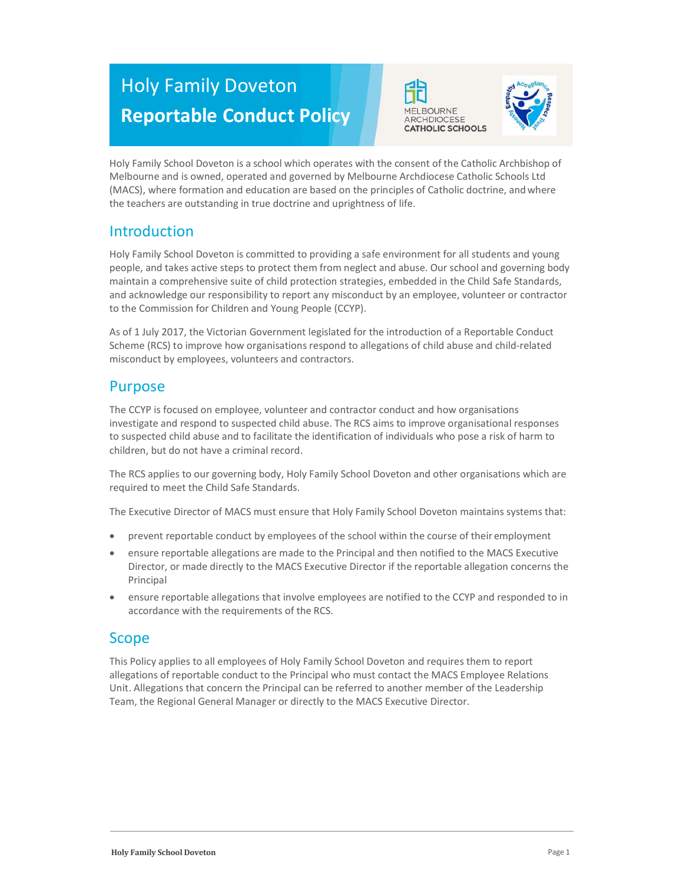# Holy Family Doveton
# **Reportable Conduct Policy**

Holy Family School Doveton is a school which operates with the consent of the Catholic Archbishop of Melbourne and is owned, operated and governed by Melbourne Archdiocese Catholic Schools Ltd (MACS), where formation and education are based on the principles of Catholic doctrine, and where the teachers are outstanding in true doctrine and uprightness of life.

## Introduction

Holy Family School Doveton is committed to providing a safe environment for all students and young people, and takes active steps to protect them from neglect and abuse. Our school and governing body maintain a comprehensive suite of child protection strategies, embedded in the Child Safe Standards, and acknowledge our responsibility to report any misconduct by an employee, volunteer or contractor to the Commission for Children and Young People (CCYP).

As of 1 July 2017, the Victorian Government legislated for the introduction of a Reportable Conduct Scheme (RCS) to improve how organisations respond to allegations of child abuse and child-related misconduct by employees, volunteers and contractors.

## Purpose

The CCYP is focused on employee, volunteer and contractor conduct and how organisations investigate and respond to suspected child abuse. The RCS aims to improve organisational responses to suspected child abuse and to facilitate the identification of individuals who pose a risk of harm to children, but do not have a criminal record.

The RCS applies to our governing body, Holy Family School Doveton and other organisations which are required to meet the Child Safe Standards.

The Executive Director of MACS must ensure that Holy Family School Doveton maintains systems that:

- prevent reportable conduct by employees of the school within the course of their employment
- ensure reportable allegations are made to the Principal and then notified to the MACS Executive Director, or made directly to the MACS Executive Director if the reportable allegation concerns the Principal
- ensure reportable allegations that involve employees are notified to the CCYP and responded to in accordance with the requirements of the RCS.

## Scope

This Policy applies to all employees of Holy Family School Doveton and requires them to report allegations of reportable conduct to the Principal who must contact the MACS Employee Relations Unit. Allegations that concern the Principal can be referred to another member of the Leadership Team, the Regional General Manager or directly to the MACS Executive Director.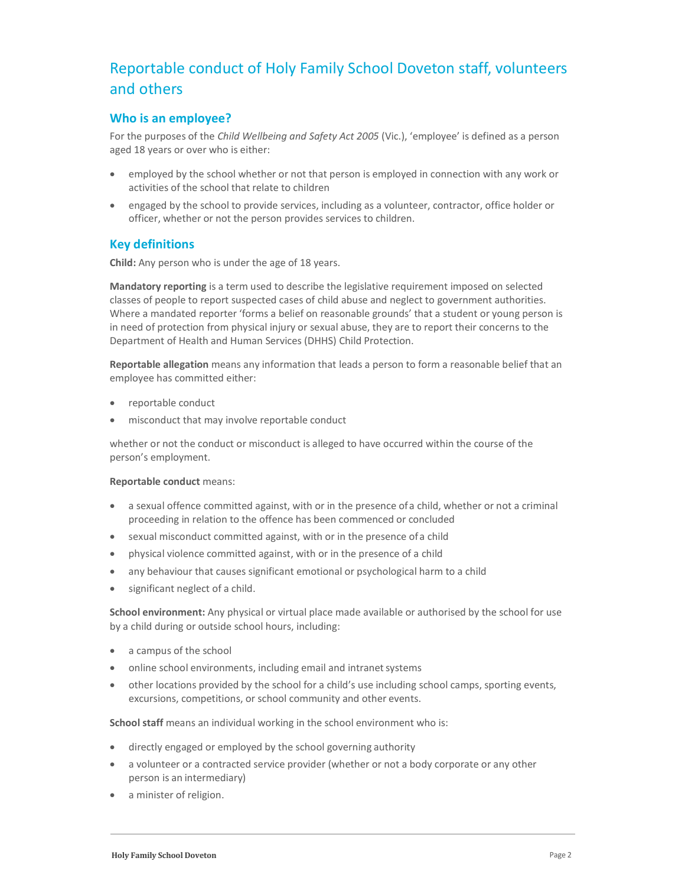# Reportable conduct of Holy Family School Doveton staff, volunteers and others

## Who is an employee?

For the purposes of the *Child Wellbeing and Safety Act 2005* (Vic.), 'employee' is defined as a person aged 18 years or over who is either:

- employed by the school whether or not that person is employed in connection with any work or activities of the school that relate to children
- engaged by the school to provide services, including as a volunteer, contractor, office holder or officer, whether or not the person provides services to children.

## Key definitions

**Child:** Any person who is under the age of 18 years.

**Mandatory reporting** is a term used to describe the legislative requirement imposed on selected classes of people to report suspected cases of child abuse and neglect to government authorities. Where a mandated reporter 'forms a belief on reasonable grounds' that a student or young person is in need of protection from physical injury or sexual abuse, they are to report their concerns to the Department of Health and Human Services (DHHS) Child Protection.

**Reportable allegation** means any information that leads a person to form a reasonable belief that an employee has committed either:

- reportable conduct
- misconduct that may involve reportable conduct

whether or not the conduct or misconduct is alleged to have occurred within the course of the person's employment.

**Reportable conduct** means:

- a sexual offence committed against, with or in the presence of a child, whether or not a criminal proceeding in relation to the offence has been commenced or concluded
- sexual misconduct committed against, with or in the presence of a child
- physical violence committed against, with or in the presence of a child
- any behaviour that causes significant emotional or psychological harm to a child
- significant neglect of a child.

**School environment:** Any physical or virtual place made available or authorised by the school for use by a child during or outside school hours, including:

- a campus of the school
- online school environments, including email and intranet systems
- other locations provided by the school for a child's use including school camps, sporting events, excursions, competitions, or school community and other events.

**School staff** means an individual working in the school environment who is:

- directly engaged or employed by the school governing authority
- a volunteer or a contracted service provider (whether or not a body corporate or any other person is an intermediary)
- a minister of religion.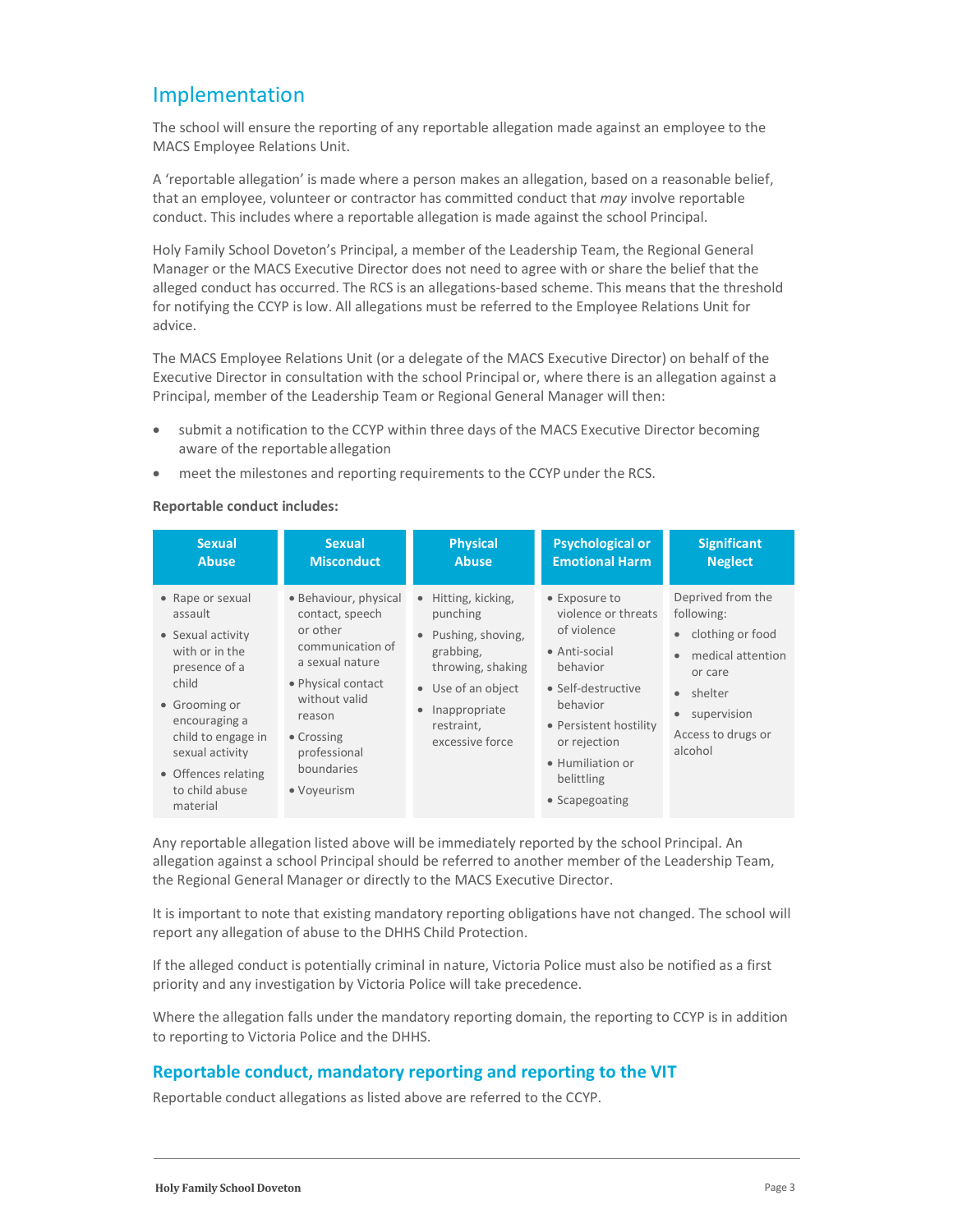## Implementation

The school will ensure the reporting of any reportable allegation made against an employee to the MACS Employee Relations Unit.

A 'reportable allegation' is made where a person makes an allegation, based on a reasonable belief, that an employee, volunteer or contractor has committed conduct that *may* involve reportable conduct. This includes where a reportable allegation is made against the school Principal.

Holy Family School Doveton's Principal, a member of the Leadership Team, the Regional General Manager or the MACS Executive Director does not need to agree with or share the belief that the alleged conduct has occurred. The RCS is an allegations-based scheme. This means that the threshold for notifying the CCYP is low. All allegations must be referred to the Employee Relations Unit for advice.

The MACS Employee Relations Unit (or a delegate of the MACS Executive Director) on behalf of the Executive Director in consultation with the school Principal or, where there is an allegation against a Principal, member of the Leadership Team or Regional General Manager will then:

- submit a notification to the CCYP within three days of the MACS Executive Director becoming aware of the reportable allegation
- meet the milestones and reporting requirements to the CCYP under the RCS.

**Reportable conduct includes:**

| Sexual Abuse | Sexual Misconduct | Physical Abuse | Psychological or Emotional Harm | Significant Neglect |
|---|---|---|---|---|
| • Rape or sexual assault<br>• Sexual activity with or in the presence of a child<br>• Grooming or encouraging a child to engage in sexual activity<br>• Offences relating to child abuse material | • Behaviour, physical contact, speech or other communication of a sexual nature<br>• Physical contact without valid reason<br>• Crossing professional boundaries<br>• Voyeurism | • Hitting, kicking, punching<br>• Pushing, shoving, grabbing, throwing, shaking<br>• Use of an object<br>• Inappropriate restraint, excessive force | • Exposure to violence or threats of violence<br>• Anti-social behavior<br>• Self-destructive behavior<br>• Persistent hostility or rejection<br>• Humiliation or belittling<br>• Scapegoating | Deprived from the following:<br>• clothing or food<br>• medical attention or care<br>• shelter<br>• supervision<br>Access to drugs or alcohol |

Any reportable allegation listed above will be immediately reported by the school Principal. An allegation against a school Principal should be referred to another member of the Leadership Team, the Regional General Manager or directly to the MACS Executive Director.

It is important to note that existing mandatory reporting obligations have not changed. The school will report any allegation of abuse to the DHHS Child Protection.

If the alleged conduct is potentially criminal in nature, Victoria Police must also be notified as a first priority and any investigation by Victoria Police will take precedence.

Where the allegation falls under the mandatory reporting domain, the reporting to CCYP is in addition to reporting to Victoria Police and the DHHS.

### Reportable conduct, mandatory reporting and reporting to the VIT

Reportable conduct allegations as listed above are referred to the CCYP.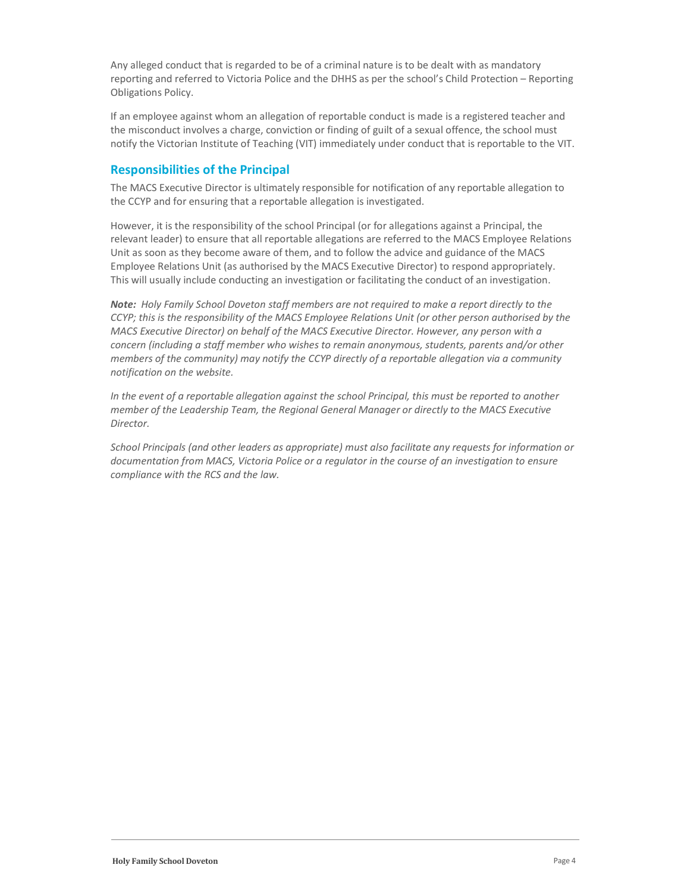Any alleged conduct that is regarded to be of a criminal nature is to be dealt with as mandatory reporting and referred to Victoria Police and the DHHS as per the school's Child Protection – Reporting Obligations Policy.

If an employee against whom an allegation of reportable conduct is made is a registered teacher and the misconduct involves a charge, conviction or finding of guilt of a sexual offence, the school must notify the Victorian Institute of Teaching (VIT) immediately under conduct that is reportable to the VIT.

## Responsibilities of the Principal

The MACS Executive Director is ultimately responsible for notification of any reportable allegation to the CCYP and for ensuring that a reportable allegation is investigated.

However, it is the responsibility of the school Principal (or for allegations against a Principal, the relevant leader) to ensure that all reportable allegations are referred to the MACS Employee Relations Unit as soon as they become aware of them, and to follow the advice and guidance of the MACS Employee Relations Unit (as authorised by the MACS Executive Director) to respond appropriately. This will usually include conducting an investigation or facilitating the conduct of an investigation.

***Note:*** *Holy Family School Doveton staff members are not required to make a report directly to the CCYP; this is the responsibility of the MACS Employee Relations Unit (or other person authorised by the MACS Executive Director) on behalf of the MACS Executive Director. However, any person with a concern (including a staff member who wishes to remain anonymous, students, parents and/or other members of the community) may notify the CCYP directly of a reportable allegation via a community notification on the website.*

*In the event of a reportable allegation against the school Principal, this must be reported to another member of the Leadership Team, the Regional General Manager or directly to the MACS Executive Director.*

*School Principals (and other leaders as appropriate) must also facilitate any requests for information or documentation from MACS, Victoria Police or a regulator in the course of an investigation to ensure compliance with the RCS and the law.*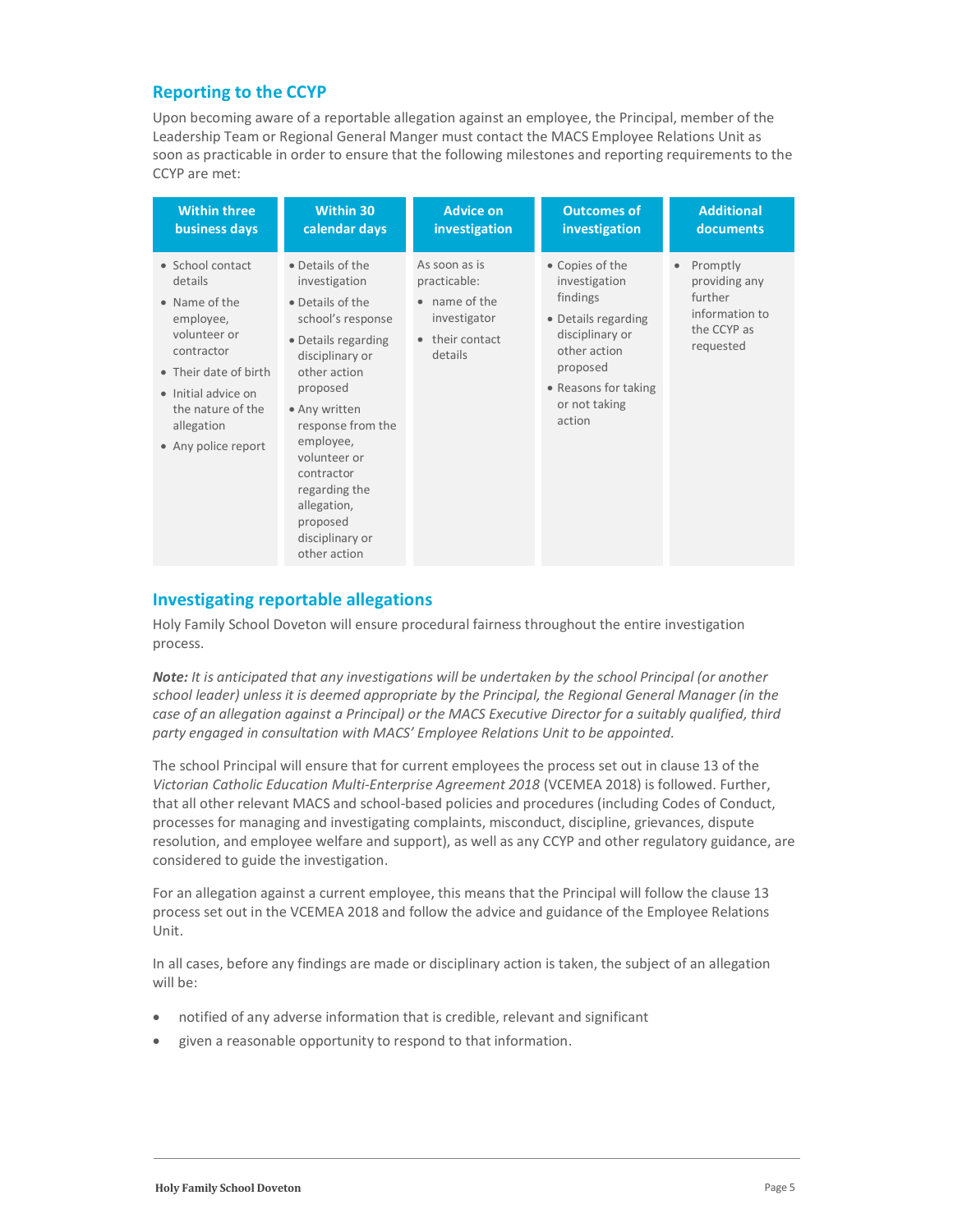## Reporting to the CCYP

Upon becoming aware of a reportable allegation against an employee, the Principal, member of the Leadership Team or Regional General Manger must contact the MACS Employee Relations Unit as soon as practicable in order to ensure that the following milestones and reporting requirements to the CCYP are met:

| Within three business days | Within 30 calendar days | Advice on investigation | Outcomes of investigation | Additional documents |
|---|---|---|---|---|
| • School contact details<br>• Name of the employee, volunteer or contractor<br>• Their date of birth<br>• Initial advice on the nature of the allegation<br>• Any police report | • Details of the investigation<br>• Details of the school's response<br>• Details regarding disciplinary or other action proposed<br>• Any written response from the employee, volunteer or contractor regarding the allegation, proposed disciplinary or other action | As soon as is practicable:<br>• name of the investigator<br>• their contact details | • Copies of the investigation findings<br>• Details regarding disciplinary or other action proposed<br>• Reasons for taking or not taking action | • Promptly providing any further information to the CCYP as requested |

## Investigating reportable allegations

Holy Family School Doveton will ensure procedural fairness throughout the entire investigation process.

***Note:*** *It is anticipated that any investigations will be undertaken by the school Principal (or another school leader) unless it is deemed appropriate by the Principal, the Regional General Manager (in the case of an allegation against a Principal) or the MACS Executive Director for a suitably qualified, third party engaged in consultation with MACS' Employee Relations Unit to be appointed.*

The school Principal will ensure that for current employees the process set out in clause 13 of the *Victorian Catholic Education Multi-Enterprise Agreement 2018* (VCEMEA 2018) is followed. Further, that all other relevant MACS and school-based policies and procedures (including Codes of Conduct, processes for managing and investigating complaints, misconduct, discipline, grievances, dispute resolution, and employee welfare and support), as well as any CCYP and other regulatory guidance, are considered to guide the investigation.

For an allegation against a current employee, this means that the Principal will follow the clause 13 process set out in the VCEMEA 2018 and follow the advice and guidance of the Employee Relations Unit.

In all cases, before any findings are made or disciplinary action is taken, the subject of an allegation will be:

- notified of any adverse information that is credible, relevant and significant
- given a reasonable opportunity to respond to that information.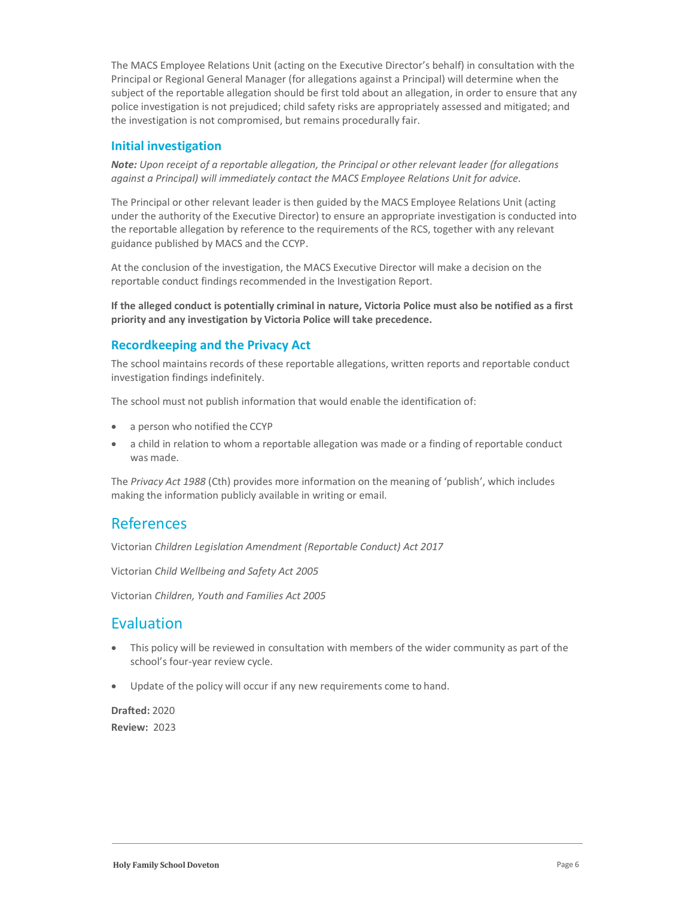The MACS Employee Relations Unit (acting on the Executive Director's behalf) in consultation with the Principal or Regional General Manager (for allegations against a Principal) will determine when the subject of the reportable allegation should be first told about an allegation, in order to ensure that any police investigation is not prejudiced; child safety risks are appropriately assessed and mitigated; and the investigation is not compromised, but remains procedurally fair.

### Initial investigation

***Note:*** *Upon receipt of a reportable allegation, the Principal or other relevant leader (for allegations against a Principal) will immediately contact the MACS Employee Relations Unit for advice.*

The Principal or other relevant leader is then guided by the MACS Employee Relations Unit (acting under the authority of the Executive Director) to ensure an appropriate investigation is conducted into the reportable allegation by reference to the requirements of the RCS, together with any relevant guidance published by MACS and the CCYP.

At the conclusion of the investigation, the MACS Executive Director will make a decision on the reportable conduct findings recommended in the Investigation Report.

**If the alleged conduct is potentially criminal in nature, Victoria Police must also be notified as a first priority and any investigation by Victoria Police will take precedence.**

### Recordkeeping and the Privacy Act

The school maintains records of these reportable allegations, written reports and reportable conduct investigation findings indefinitely.

The school must not publish information that would enable the identification of:

- a person who notified the CCYP
- a child in relation to whom a reportable allegation was made or a finding of reportable conduct was made.

The *Privacy Act 1988* (Cth) provides more information on the meaning of 'publish', which includes making the information publicly available in writing or email.

## References

Victorian *Children Legislation Amendment (Reportable Conduct) Act 2017*

Victorian *Child Wellbeing and Safety Act 2005*

Victorian *Children, Youth and Families Act 2005*

## Evaluation

- This policy will be reviewed in consultation with members of the wider community as part of the school's four-year review cycle.
- Update of the policy will occur if any new requirements come to hand.

**Drafted:** 2020
**Review:** 2023